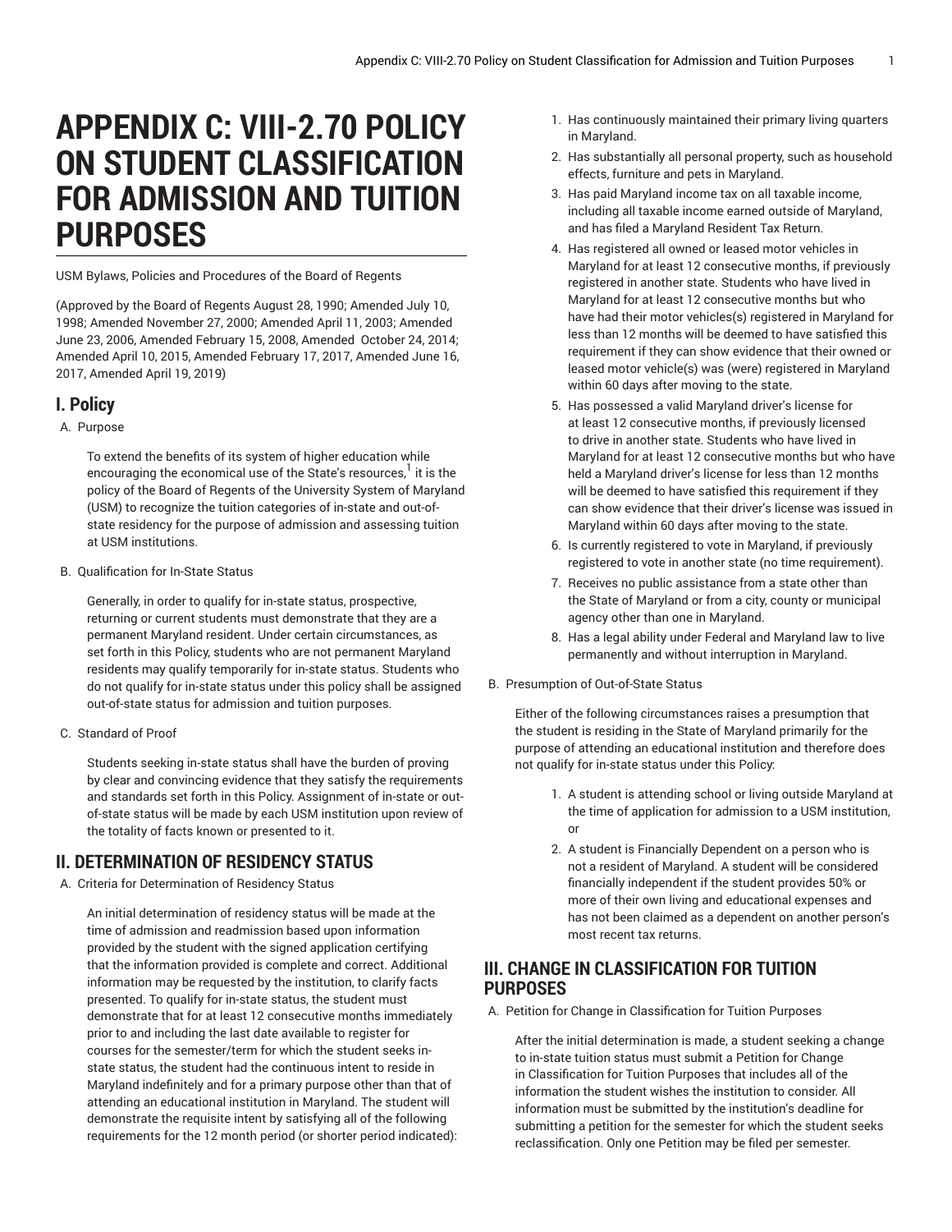# APPENDIX C: VIII-2.70 POLICY ON STUDENT CLASSIFICATION FOR ADMISSION AND TUITION PURPOSES

USM Bylaws, Policies and Procedures of the Board of Regents

(Approved by the Board of Regents August 28, 1990; Amended July 10, 1998; Amended November 27, 2000; Amended April 11, 2003; Amended June 23, 2006, Amended February 15, 2008, Amended October 24, 2014; Amended April 10, 2015, Amended February 17, 2017, Amended June 16, 2017, Amended April 19, 2019)

## I. Policy

A. Purpose

To extend the benefits of its system of higher education while encouraging the economical use of the State's resources,[1] it is the policy of the Board of Regents of the University System of Maryland (USM) to recognize the tuition categories of in-state and out-of-state residency for the purpose of admission and assessing tuition at USM institutions.

B. Qualification for In-State Status

Generally, in order to qualify for in-state status, prospective, returning or current students must demonstrate that they are a permanent Maryland resident. Under certain circumstances, as set forth in this Policy, students who are not permanent Maryland residents may qualify temporarily for in-state status. Students who do not qualify for in-state status under this policy shall be assigned out-of-state status for admission and tuition purposes.

C. Standard of Proof

Students seeking in-state status shall have the burden of proving by clear and convincing evidence that they satisfy the requirements and standards set forth in this Policy. Assignment of in-state or out-of-state status will be made by each USM institution upon review of the totality of facts known or presented to it.

## II. DETERMINATION OF RESIDENCY STATUS

A. Criteria for Determination of Residency Status

An initial determination of residency status will be made at the time of admission and readmission based upon information provided by the student with the signed application certifying that the information provided is complete and correct. Additional information may be requested by the institution, to clarify facts presented. To qualify for in-state status, the student must demonstrate that for at least 12 consecutive months immediately prior to and including the last date available to register for courses for the semester/term for which the student seeks in-state status, the student had the continuous intent to reside in Maryland indefinitely and for a primary purpose other than that of attending an educational institution in Maryland. The student will demonstrate the requisite intent by satisfying all of the following requirements for the 12 month period (or shorter period indicated):

1. Has continuously maintained their primary living quarters in Maryland.
2. Has substantially all personal property, such as household effects, furniture and pets in Maryland.
3. Has paid Maryland income tax on all taxable income, including all taxable income earned outside of Maryland, and has filed a Maryland Resident Tax Return.
4. Has registered all owned or leased motor vehicles in Maryland for at least 12 consecutive months, if previously registered in another state. Students who have lived in Maryland for at least 12 consecutive months but who have had their motor vehicles(s) registered in Maryland for less than 12 months will be deemed to have satisfied this requirement if they can show evidence that their owned or leased motor vehicle(s) was (were) registered in Maryland within 60 days after moving to the state.
5. Has possessed a valid Maryland driver's license for at least 12 consecutive months, if previously licensed to drive in another state. Students who have lived in Maryland for at least 12 consecutive months but who have held a Maryland driver's license for less than 12 months will be deemed to have satisfied this requirement if they can show evidence that their driver's license was issued in Maryland within 60 days after moving to the state.
6. Is currently registered to vote in Maryland, if previously registered to vote in another state (no time requirement).
7. Receives no public assistance from a state other than the State of Maryland or from a city, county or municipal agency other than one in Maryland.
8. Has a legal ability under Federal and Maryland law to live permanently and without interruption in Maryland.

B. Presumption of Out-of-State Status

Either of the following circumstances raises a presumption that the student is residing in the State of Maryland primarily for the purpose of attending an educational institution and therefore does not qualify for in-state status under this Policy:

1. A student is attending school or living outside Maryland at the time of application for admission to a USM institution, or
2. A student is Financially Dependent on a person who is not a resident of Maryland. A student will be considered financially independent if the student provides 50% or more of their own living and educational expenses and has not been claimed as a dependent on another person's most recent tax returns.

## III. CHANGE IN CLASSIFICATION FOR TUITION PURPOSES

A. Petition for Change in Classification for Tuition Purposes

After the initial determination is made, a student seeking a change to in-state tuition status must submit a Petition for Change in Classification for Tuition Purposes that includes all of the information the student wishes the institution to consider. All information must be submitted by the institution's deadline for submitting a petition for the semester for which the student seeks reclassification. Only one Petition may be filed per semester.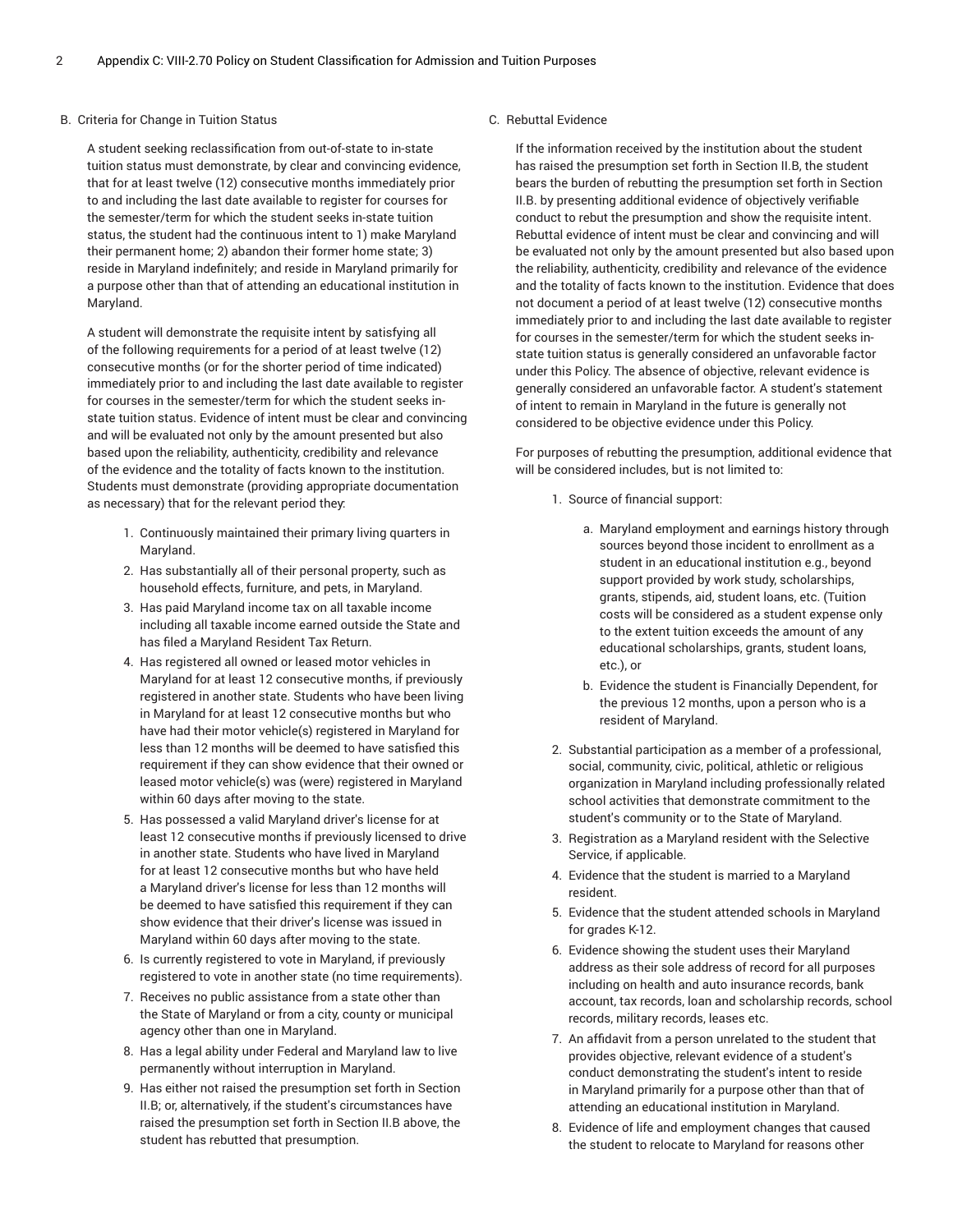B. Criteria for Change in Tuition Status

A student seeking reclassification from out-of-state to in-state tuition status must demonstrate, by clear and convincing evidence, that for at least twelve (12) consecutive months immediately prior to and including the last date available to register for courses for the semester/term for which the student seeks in-state tuition status, the student had the continuous intent to 1) make Maryland their permanent home; 2) abandon their former home state; 3) reside in Maryland indefinitely; and reside in Maryland primarily for a purpose other than that of attending an educational institution in Maryland.

A student will demonstrate the requisite intent by satisfying all of the following requirements for a period of at least twelve (12) consecutive months (or for the shorter period of time indicated) immediately prior to and including the last date available to register for courses in the semester/term for which the student seeks in-state tuition status. Evidence of intent must be clear and convincing and will be evaluated not only by the amount presented but also based upon the reliability, authenticity, credibility and relevance of the evidence and the totality of facts known to the institution. Students must demonstrate (providing appropriate documentation as necessary) that for the relevant period they:

1. Continuously maintained their primary living quarters in Maryland.
2. Has substantially all of their personal property, such as household effects, furniture, and pets, in Maryland.
3. Has paid Maryland income tax on all taxable income including all taxable income earned outside the State and has filed a Maryland Resident Tax Return.
4. Has registered all owned or leased motor vehicles in Maryland for at least 12 consecutive months, if previously registered in another state. Students who have been living in Maryland for at least 12 consecutive months but who have had their motor vehicle(s) registered in Maryland for less than 12 months will be deemed to have satisfied this requirement if they can show evidence that their owned or leased motor vehicle(s) was (were) registered in Maryland within 60 days after moving to the state.
5. Has possessed a valid Maryland driver's license for at least 12 consecutive months if previously licensed to drive in another state. Students who have lived in Maryland for at least 12 consecutive months but who have held a Maryland driver's license for less than 12 months will be deemed to have satisfied this requirement if they can show evidence that their driver's license was issued in Maryland within 60 days after moving to the state.
6. Is currently registered to vote in Maryland, if previously registered to vote in another state (no time requirements).
7. Receives no public assistance from a state other than the State of Maryland or from a city, county or municipal agency other than one in Maryland.
8. Has a legal ability under Federal and Maryland law to live permanently without interruption in Maryland.
9. Has either not raised the presumption set forth in Section II.B; or, alternatively, if the student's circumstances have raised the presumption set forth in Section II.B above, the student has rebutted that presumption.

C. Rebuttal Evidence

If the information received by the institution about the student has raised the presumption set forth in Section II.B, the student bears the burden of rebutting the presumption set forth in Section II.B. by presenting additional evidence of objectively verifiable conduct to rebut the presumption and show the requisite intent. Rebuttal evidence of intent must be clear and convincing and will be evaluated not only by the amount presented but also based upon the reliability, authenticity, credibility and relevance of the evidence and the totality of facts known to the institution. Evidence that does not document a period of at least twelve (12) consecutive months immediately prior to and including the last date available to register for courses in the semester/term for which the student seeks in-state tuition status is generally considered an unfavorable factor under this Policy. The absence of objective, relevant evidence is generally considered an unfavorable factor. A student's statement of intent to remain in Maryland in the future is generally not considered to be objective evidence under this Policy.

For purposes of rebutting the presumption, additional evidence that will be considered includes, but is not limited to:

1. Source of financial support:
   a. Maryland employment and earnings history through sources beyond those incident to enrollment as a student in an educational institution e.g., beyond support provided by work study, scholarships, grants, stipends, aid, student loans, etc. (Tuition costs will be considered as a student expense only to the extent tuition exceeds the amount of any educational scholarships, grants, student loans, etc.), or
   b. Evidence the student is Financially Dependent, for the previous 12 months, upon a person who is a resident of Maryland.
2. Substantial participation as a member of a professional, social, community, civic, political, athletic or religious organization in Maryland including professionally related school activities that demonstrate commitment to the student's community or to the State of Maryland.
3. Registration as a Maryland resident with the Selective Service, if applicable.
4. Evidence that the student is married to a Maryland resident.
5. Evidence that the student attended schools in Maryland for grades K-12.
6. Evidence showing the student uses their Maryland address as their sole address of record for all purposes including on health and auto insurance records, bank account, tax records, loan and scholarship records, school records, military records, leases etc.
7. An affidavit from a person unrelated to the student that provides objective, relevant evidence of a student's conduct demonstrating the student's intent to reside in Maryland primarily for a purpose other than that of attending an educational institution in Maryland.
8. Evidence of life and employment changes that caused the student to relocate to Maryland for reasons other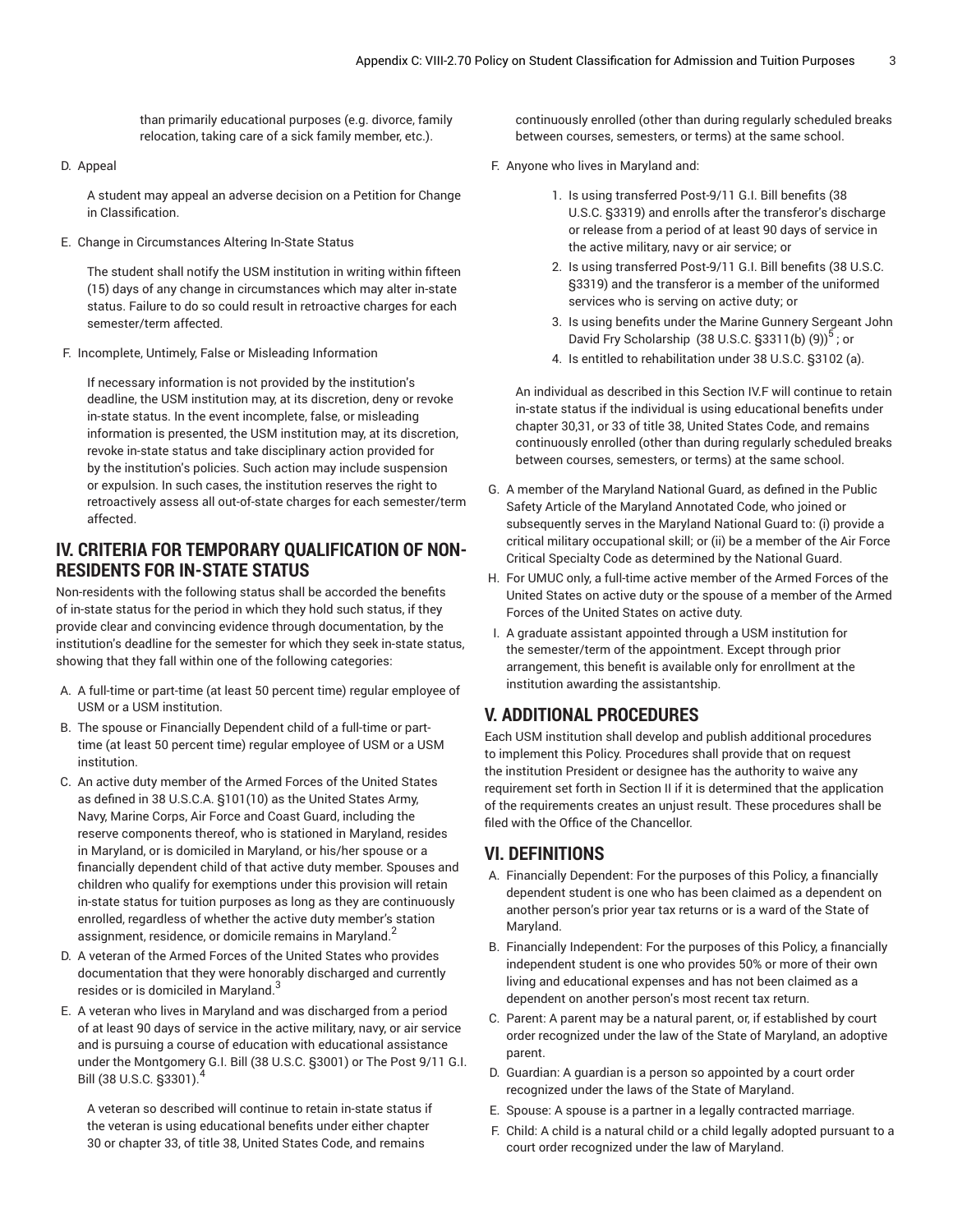than primarily educational purposes (e.g. divorce, family relocation, taking care of a sick family member, etc.).

D. Appeal

A student may appeal an adverse decision on a Petition for Change in Classification.

E. Change in Circumstances Altering In-State Status

The student shall notify the USM institution in writing within fifteen (15) days of any change in circumstances which may alter in-state status. Failure to do so could result in retroactive charges for each semester/term affected.

F. Incomplete, Untimely, False or Misleading Information

If necessary information is not provided by the institution's deadline, the USM institution may, at its discretion, deny or revoke in-state status. In the event incomplete, false, or misleading information is presented, the USM institution may, at its discretion, revoke in-state status and take disciplinary action provided for by the institution's policies. Such action may include suspension or expulsion. In such cases, the institution reserves the right to retroactively assess all out-of-state charges for each semester/term affected.

## IV. CRITERIA FOR TEMPORARY QUALIFICATION OF NON-RESIDENTS FOR IN-STATE STATUS

Non-residents with the following status shall be accorded the benefits of in-state status for the period in which they hold such status, if they provide clear and convincing evidence through documentation, by the institution's deadline for the semester for which they seek in-state status, showing that they fall within one of the following categories:

A. A full-time or part-time (at least 50 percent time) regular employee of USM or a USM institution.

B. The spouse or Financially Dependent child of a full-time or part-time (at least 50 percent time) regular employee of USM or a USM institution.

C. An active duty member of the Armed Forces of the United States as defined in 38 U.S.C.A. §101(10) as the United States Army, Navy, Marine Corps, Air Force and Coast Guard, including the reserve components thereof, who is stationed in Maryland, resides in Maryland, or is domiciled in Maryland, or his/her spouse or a financially dependent child of that active duty member. Spouses and children who qualify for exemptions under this provision will retain in-state status for tuition purposes as long as they are continuously enrolled, regardless of whether the active duty member's station assignment, residence, or domicile remains in Maryland.[2]

D. A veteran of the Armed Forces of the United States who provides documentation that they were honorably discharged and currently resides or is domiciled in Maryland.[3]

E. A veteran who lives in Maryland and was discharged from a period of at least 90 days of service in the active military, navy, or air service and is pursuing a course of education with educational assistance under the Montgomery G.I. Bill (38 U.S.C. §3001) or The Post 9/11 G.I. Bill (38 U.S.C. §3301).[4]

A veteran so described will continue to retain in-state status if the veteran is using educational benefits under either chapter 30 or chapter 33, of title 38, United States Code, and remains continuously enrolled (other than during regularly scheduled breaks between courses, semesters, or terms) at the same school.

F. Anyone who lives in Maryland and:

1. Is using transferred Post-9/11 G.I. Bill benefits (38 U.S.C. §3319) and enrolls after the transferor's discharge or release from a period of at least 90 days of service in the active military, navy or air service; or
2. Is using transferred Post-9/11 G.I. Bill benefits (38 U.S.C. §3319) and the transferor is a member of the uniformed services who is serving on active duty; or
3. Is using benefits under the Marine Gunnery Sergeant John David Fry Scholarship (38 U.S.C. §3311(b) (9))[5] ; or
4. Is entitled to rehabilitation under 38 U.S.C. §3102 (a).

An individual as described in this Section IV.F will continue to retain in-state status if the individual is using educational benefits under chapter 30,31, or 33 of title 38, United States Code, and remains continuously enrolled (other than during regularly scheduled breaks between courses, semesters, or terms) at the same school.

G. A member of the Maryland National Guard, as defined in the Public Safety Article of the Maryland Annotated Code, who joined or subsequently serves in the Maryland National Guard to: (i) provide a critical military occupational skill; or (ii) be a member of the Air Force Critical Specialty Code as determined by the National Guard.

H. For UMUC only, a full-time active member of the Armed Forces of the United States on active duty or the spouse of a member of the Armed Forces of the United States on active duty.

I. A graduate assistant appointed through a USM institution for the semester/term of the appointment. Except through prior arrangement, this benefit is available only for enrollment at the institution awarding the assistantship.

## V. ADDITIONAL PROCEDURES

Each USM institution shall develop and publish additional procedures to implement this Policy. Procedures shall provide that on request the institution President or designee has the authority to waive any requirement set forth in Section II if it is determined that the application of the requirements creates an unjust result. These procedures shall be filed with the Office of the Chancellor.

## VI. DEFINITIONS

A. Financially Dependent: For the purposes of this Policy, a financially dependent student is one who has been claimed as a dependent on another person's prior year tax returns or is a ward of the State of Maryland.

B. Financially Independent: For the purposes of this Policy, a financially independent student is one who provides 50% or more of their own living and educational expenses and has not been claimed as a dependent on another person's most recent tax return.

C. Parent: A parent may be a natural parent, or, if established by court order recognized under the law of the State of Maryland, an adoptive parent.

D. Guardian: A guardian is a person so appointed by a court order recognized under the laws of the State of Maryland.

E. Spouse: A spouse is a partner in a legally contracted marriage.

F. Child: A child is a natural child or a child legally adopted pursuant to a court order recognized under the law of Maryland.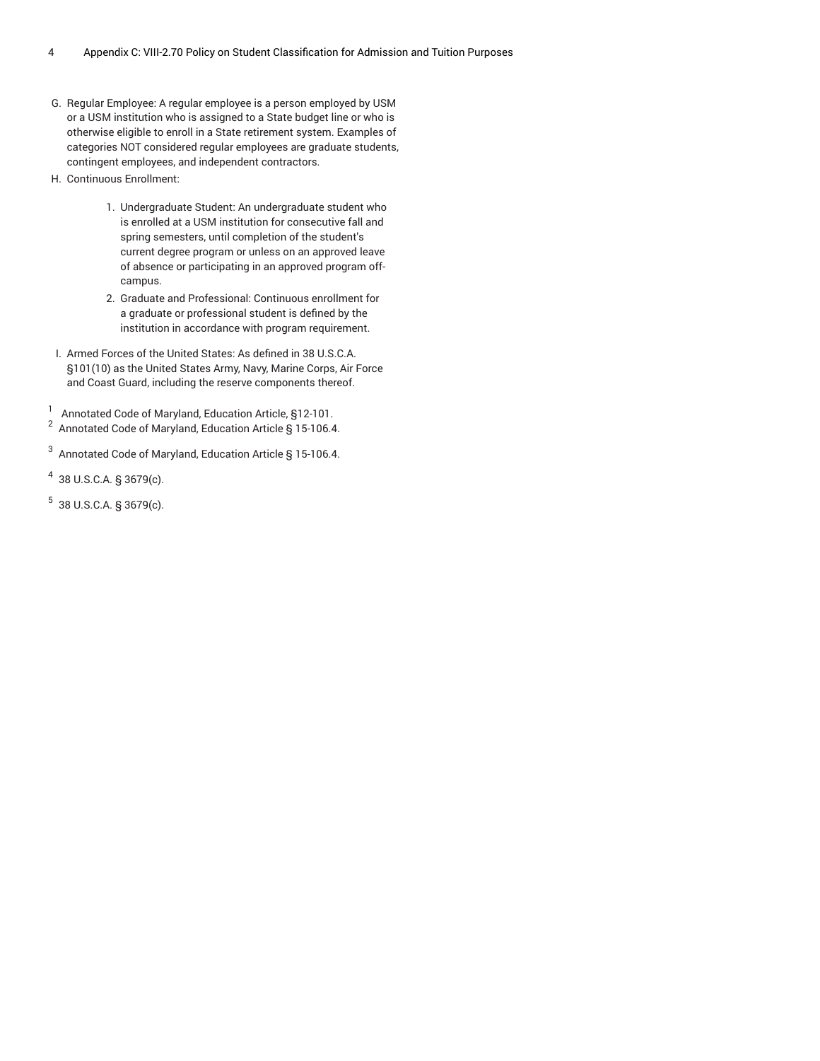G. Regular Employee: A regular employee is a person employed by USM or a USM institution who is assigned to a State budget line or who is otherwise eligible to enroll in a State retirement system. Examples of categories NOT considered regular employees are graduate students, contingent employees, and independent contractors.

H. Continuous Enrollment:

   1. Undergraduate Student: An undergraduate student who is enrolled at a USM institution for consecutive fall and spring semesters, until completion of the student's current degree program or unless on an approved leave of absence or participating in an approved program off-campus.
   2. Graduate and Professional: Continuous enrollment for a graduate or professional student is defined by the institution in accordance with program requirement.

I. Armed Forces of the United States: As defined in 38 U.S.C.A. §101(10) as the United States Army, Navy, Marine Corps, Air Force and Coast Guard, including the reserve components thereof.

[1] Annotated Code of Maryland, Education Article, §12-101.

[2] Annotated Code of Maryland, Education Article § 15-106.4.

[3] Annotated Code of Maryland, Education Article § 15-106.4.

[4] 38 U.S.C.A. § 3679(c).

[5] 38 U.S.C.A. § 3679(c).